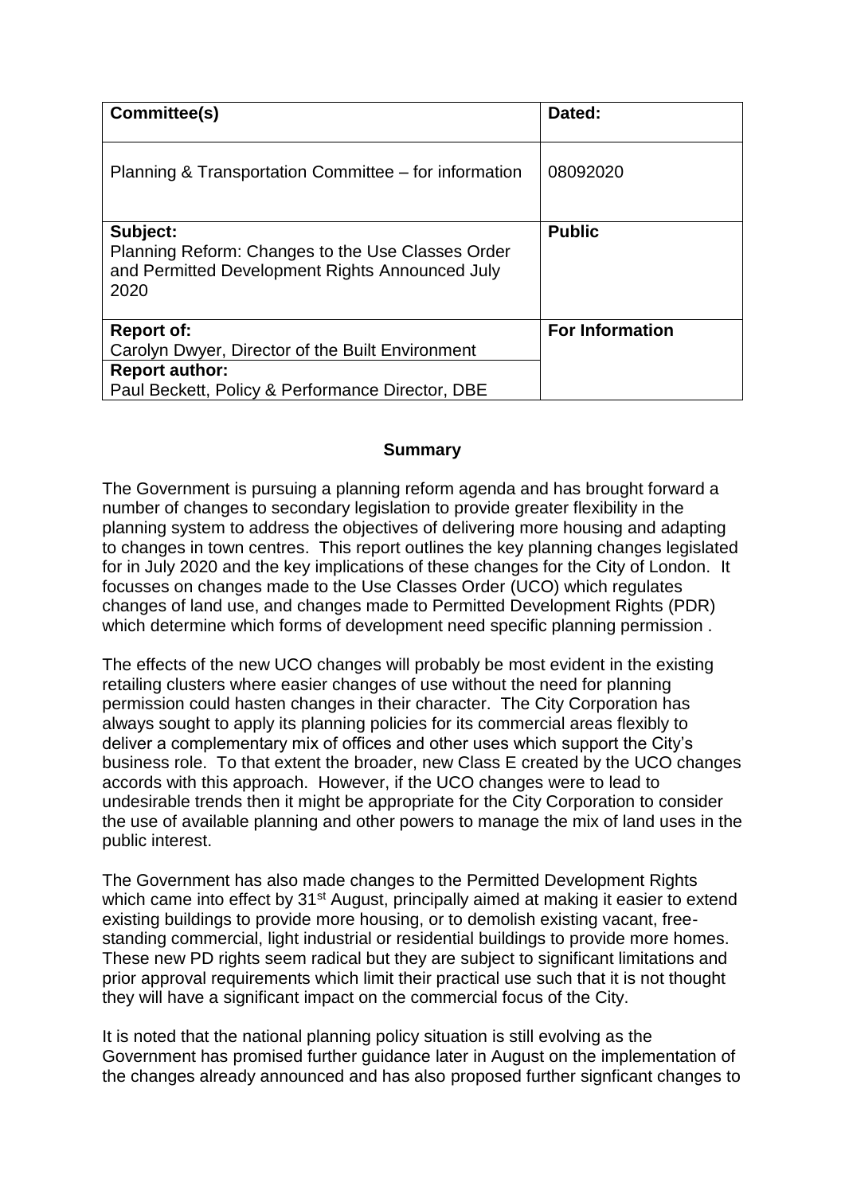| Committee(s) | Dated: |
|---|---|
| Planning & Transportation Committee – for information | 08092020 |
| **Subject:**<br>Planning Reform: Changes to the Use Classes Order and Permitted Development Rights Announced July 2020 | **Public** |
| **Report of:**<br>Carolyn Dwyer, Director of the Built Environment<br>**Report author:**<br>Paul Beckett, Policy & Performance Director, DBE | **For Information** |

## Summary

The Government is pursuing a planning reform agenda and has brought forward a number of changes to secondary legislation to provide greater flexibility in the planning system to address the objectives of delivering more housing and adapting to changes in town centres. This report outlines the key planning changes legislated for in July 2020 and the key implications of these changes for the City of London. It focusses on changes made to the Use Classes Order (UCO) which regulates changes of land use, and changes made to Permitted Development Rights (PDR) which determine which forms of development need specific planning permission .

The effects of the new UCO changes will probably be most evident in the existing retailing clusters where easier changes of use without the need for planning permission could hasten changes in their character. The City Corporation has always sought to apply its planning policies for its commercial areas flexibly to deliver a complementary mix of offices and other uses which support the City's business role. To that extent the broader, new Class E created by the UCO changes accords with this approach. However, if the UCO changes were to lead to undesirable trends then it might be appropriate for the City Corporation to consider the use of available planning and other powers to manage the mix of land uses in the public interest.

The Government has also made changes to the Permitted Development Rights which came into effect by 31st August, principally aimed at making it easier to extend existing buildings to provide more housing, or to demolish existing vacant, free-standing commercial, light industrial or residential buildings to provide more homes. These new PD rights seem radical but they are subject to significant limitations and prior approval requirements which limit their practical use such that it is not thought they will have a significant impact on the commercial focus of the City.

It is noted that the national planning policy situation is still evolving as the Government has promised further guidance later in August on the implementation of the changes already announced and has also proposed further signficant changes to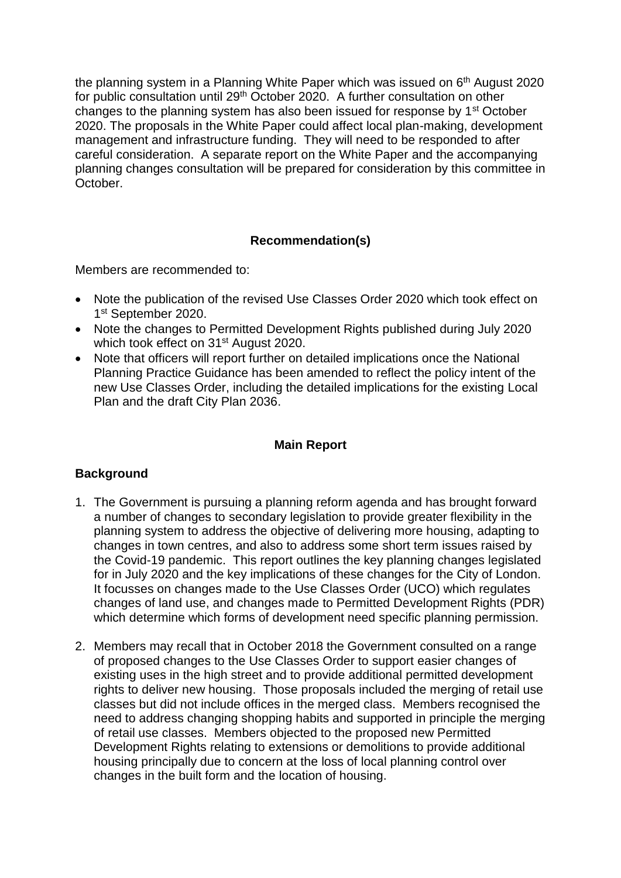the planning system in a Planning White Paper which was issued on 6th August 2020 for public consultation until 29th October 2020. A further consultation on other changes to the planning system has also been issued for response by 1st October 2020. The proposals in the White Paper could affect local plan-making, development management and infrastructure funding. They will need to be responded to after careful consideration. A separate report on the White Paper and the accompanying planning changes consultation will be prepared for consideration by this committee in October.

### Recommendation(s)

Members are recommended to:

- Note the publication of the revised Use Classes Order 2020 which took effect on 1st September 2020.
- Note the changes to Permitted Development Rights published during July 2020 which took effect on 31st August 2020.
- Note that officers will report further on detailed implications once the National Planning Practice Guidance has been amended to reflect the policy intent of the new Use Classes Order, including the detailed implications for the existing Local Plan and the draft City Plan 2036.

## Main Report

### Background

1. The Government is pursuing a planning reform agenda and has brought forward a number of changes to secondary legislation to provide greater flexibility in the planning system to address the objective of delivering more housing, adapting to changes in town centres, and also to address some short term issues raised by the Covid-19 pandemic. This report outlines the key planning changes legislated for in July 2020 and the key implications of these changes for the City of London. It focusses on changes made to the Use Classes Order (UCO) which regulates changes of land use, and changes made to Permitted Development Rights (PDR) which determine which forms of development need specific planning permission.

2. Members may recall that in October 2018 the Government consulted on a range of proposed changes to the Use Classes Order to support easier changes of existing uses in the high street and to provide additional permitted development rights to deliver new housing. Those proposals included the merging of retail use classes but did not include offices in the merged class. Members recognised the need to address changing shopping habits and supported in principle the merging of retail use classes. Members objected to the proposed new Permitted Development Rights relating to extensions or demolitions to provide additional housing principally due to concern at the loss of local planning control over changes in the built form and the location of housing.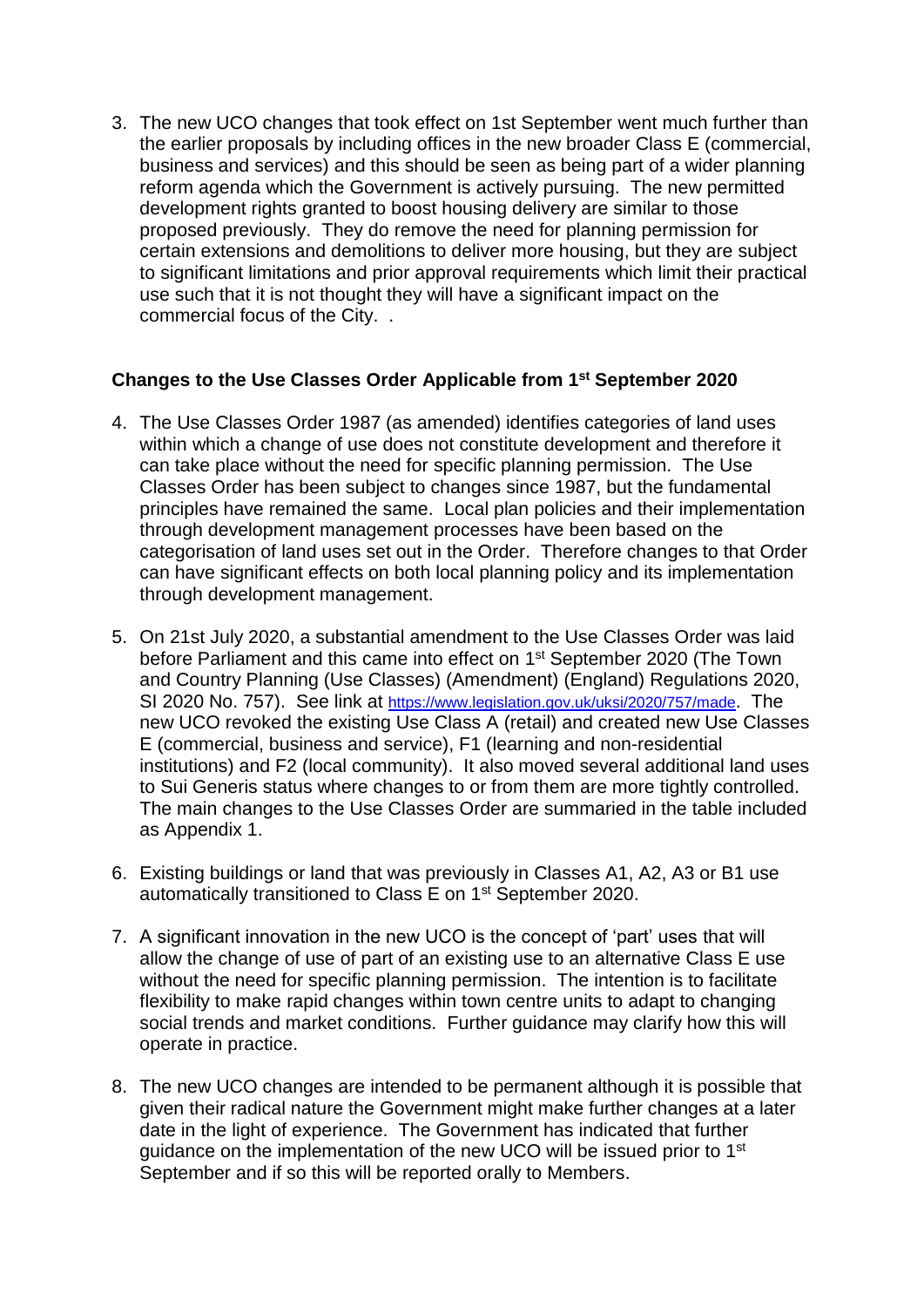3. The new UCO changes that took effect on 1st September went much further than the earlier proposals by including offices in the new broader Class E (commercial, business and services) and this should be seen as being part of a wider planning reform agenda which the Government is actively pursuing. The new permitted development rights granted to boost housing delivery are similar to those proposed previously. They do remove the need for planning permission for certain extensions and demolitions to deliver more housing, but they are subject to significant limitations and prior approval requirements which limit their practical use such that it is not thought they will have a significant impact on the commercial focus of the City. .

**Changes to the Use Classes Order Applicable from 1st September 2020**

4. The Use Classes Order 1987 (as amended) identifies categories of land uses within which a change of use does not constitute development and therefore it can take place without the need for specific planning permission. The Use Classes Order has been subject to changes since 1987, but the fundamental principles have remained the same. Local plan policies and their implementation through development management processes have been based on the categorisation of land uses set out in the Order. Therefore changes to that Order can have significant effects on both local planning policy and its implementation through development management.

5. On 21st July 2020, a substantial amendment to the Use Classes Order was laid before Parliament and this came into effect on 1st September 2020 (The Town and Country Planning (Use Classes) (Amendment) (England) Regulations 2020, SI 2020 No. 757). See link at https://www.legislation.gov.uk/uksi/2020/757/made. The new UCO revoked the existing Use Class A (retail) and created new Use Classes E (commercial, business and service), F1 (learning and non-residential institutions) and F2 (local community). It also moved several additional land uses to Sui Generis status where changes to or from them are more tightly controlled. The main changes to the Use Classes Order are summaried in the table included as Appendix 1.

6. Existing buildings or land that was previously in Classes A1, A2, A3 or B1 use automatically transitioned to Class E on 1st September 2020.

7. A significant innovation in the new UCO is the concept of 'part' uses that will allow the change of use of part of an existing use to an alternative Class E use without the need for specific planning permission. The intention is to facilitate flexibility to make rapid changes within town centre units to adapt to changing social trends and market conditions. Further guidance may clarify how this will operate in practice.

8. The new UCO changes are intended to be permanent although it is possible that given their radical nature the Government might make further changes at a later date in the light of experience. The Government has indicated that further guidance on the implementation of the new UCO will be issued prior to 1st September and if so this will be reported orally to Members.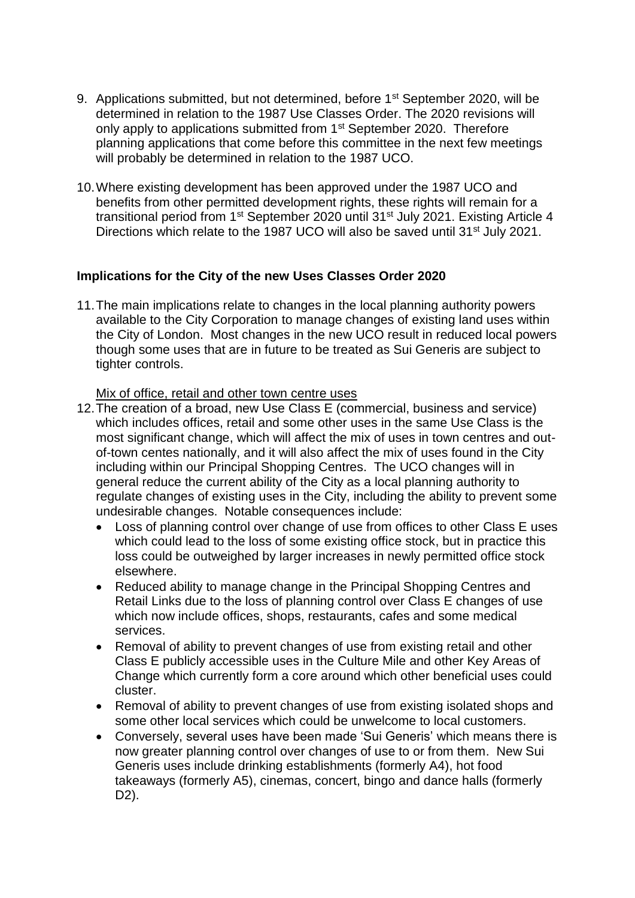9. Applications submitted, but not determined, before 1st September 2020, will be determined in relation to the 1987 Use Classes Order. The 2020 revisions will only apply to applications submitted from 1st September 2020. Therefore planning applications that come before this committee in the next few meetings will probably be determined in relation to the 1987 UCO.

10. Where existing development has been approved under the 1987 UCO and benefits from other permitted development rights, these rights will remain for a transitional period from 1st September 2020 until 31st July 2021. Existing Article 4 Directions which relate to the 1987 UCO will also be saved until 31st July 2021.

**Implications for the City of the new Uses Classes Order 2020**

11. The main implications relate to changes in the local planning authority powers available to the City Corporation to manage changes of existing land uses within the City of London. Most changes in the new UCO result in reduced local powers though some uses that are in future to be treated as Sui Generis are subject to tighter controls.

<u>Mix of office, retail and other town centre uses</u>

12. The creation of a broad, new Use Class E (commercial, business and service) which includes offices, retail and some other uses in the same Use Class is the most significant change, which will affect the mix of uses in town centres and out-of-town centes nationally, and it will also affect the mix of uses found in the City including within our Principal Shopping Centres. The UCO changes will in general reduce the current ability of the City as a local planning authority to regulate changes of existing uses in the City, including the ability to prevent some undesirable changes. Notable consequences include:
    - Loss of planning control over change of use from offices to other Class E uses which could lead to the loss of some existing office stock, but in practice this loss could be outweighed by larger increases in newly permitted office stock elsewhere.
    - Reduced ability to manage change in the Principal Shopping Centres and Retail Links due to the loss of planning control over Class E changes of use which now include offices, shops, restaurants, cafes and some medical services.
    - Removal of ability to prevent changes of use from existing retail and other Class E publicly accessible uses in the Culture Mile and other Key Areas of Change which currently form a core around which other beneficial uses could cluster.
    - Removal of ability to prevent changes of use from existing isolated shops and some other local services which could be unwelcome to local customers.
    - Conversely, several uses have been made 'Sui Generis' which means there is now greater planning control over changes of use to or from them. New Sui Generis uses include drinking establishments (formerly A4), hot food takeaways (formerly A5), cinemas, concert, bingo and dance halls (formerly D2).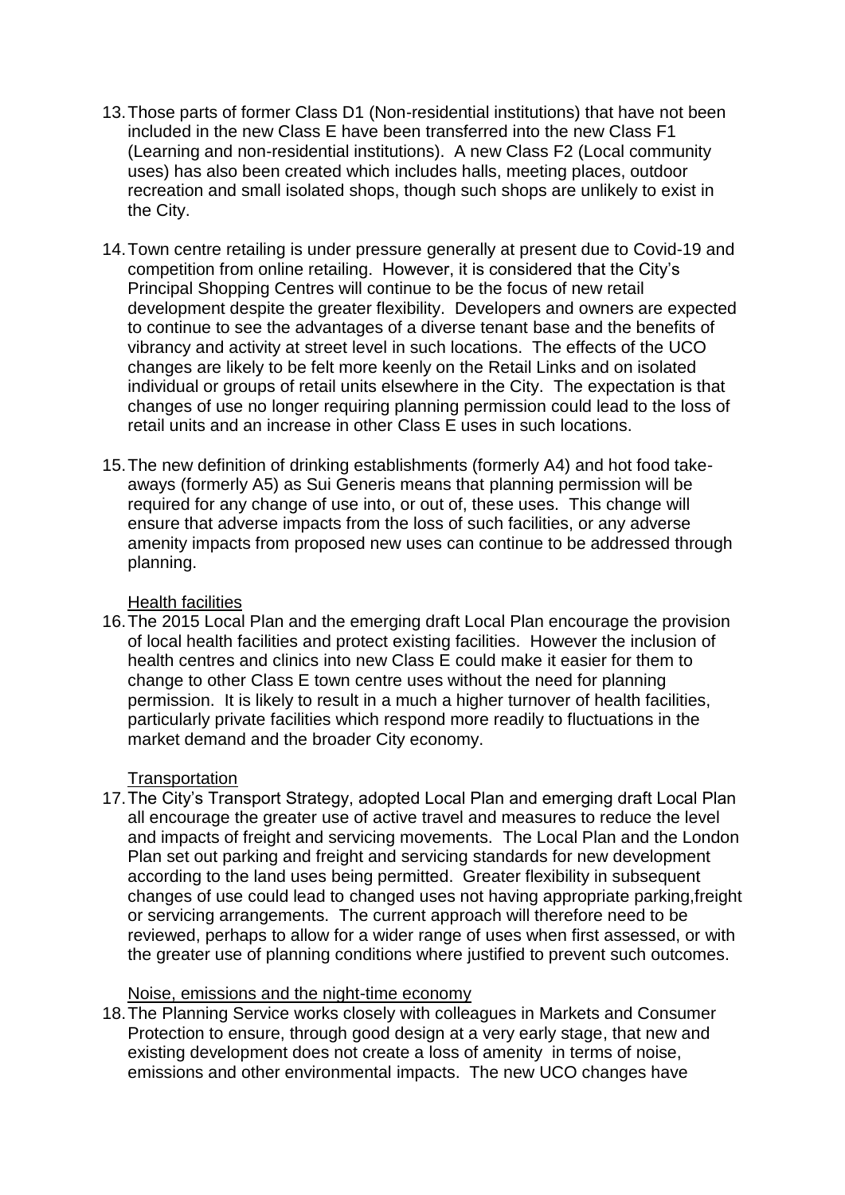13. Those parts of former Class D1 (Non-residential institutions) that have not been included in the new Class E have been transferred into the new Class F1 (Learning and non-residential institutions). A new Class F2 (Local community uses) has also been created which includes halls, meeting places, outdoor recreation and small isolated shops, though such shops are unlikely to exist in the City.

14. Town centre retailing is under pressure generally at present due to Covid-19 and competition from online retailing. However, it is considered that the City's Principal Shopping Centres will continue to be the focus of new retail development despite the greater flexibility. Developers and owners are expected to continue to see the advantages of a diverse tenant base and the benefits of vibrancy and activity at street level in such locations. The effects of the UCO changes are likely to be felt more keenly on the Retail Links and on isolated individual or groups of retail units elsewhere in the City. The expectation is that changes of use no longer requiring planning permission could lead to the loss of retail units and an increase in other Class E uses in such locations.

15. The new definition of drinking establishments (formerly A4) and hot food take-aways (formerly A5) as Sui Generis means that planning permission will be required for any change of use into, or out of, these uses. This change will ensure that adverse impacts from the loss of such facilities, or any adverse amenity impacts from proposed new uses can continue to be addressed through planning.

Health facilities

16. The 2015 Local Plan and the emerging draft Local Plan encourage the provision of local health facilities and protect existing facilities. However the inclusion of health centres and clinics into new Class E could make it easier for them to change to other Class E town centre uses without the need for planning permission. It is likely to result in a much a higher turnover of health facilities, particularly private facilities which respond more readily to fluctuations in the market demand and the broader City economy.

Transportation

17. The City's Transport Strategy, adopted Local Plan and emerging draft Local Plan all encourage the greater use of active travel and measures to reduce the level and impacts of freight and servicing movements. The Local Plan and the London Plan set out parking and freight and servicing standards for new development according to the land uses being permitted. Greater flexibility in subsequent changes of use could lead to changed uses not having appropriate parking,freight or servicing arrangements. The current approach will therefore need to be reviewed, perhaps to allow for a wider range of uses when first assessed, or with the greater use of planning conditions where justified to prevent such outcomes.

Noise, emissions and the night-time economy

18. The Planning Service works closely with colleagues in Markets and Consumer Protection to ensure, through good design at a very early stage, that new and existing development does not create a loss of amenity in terms of noise, emissions and other environmental impacts. The new UCO changes have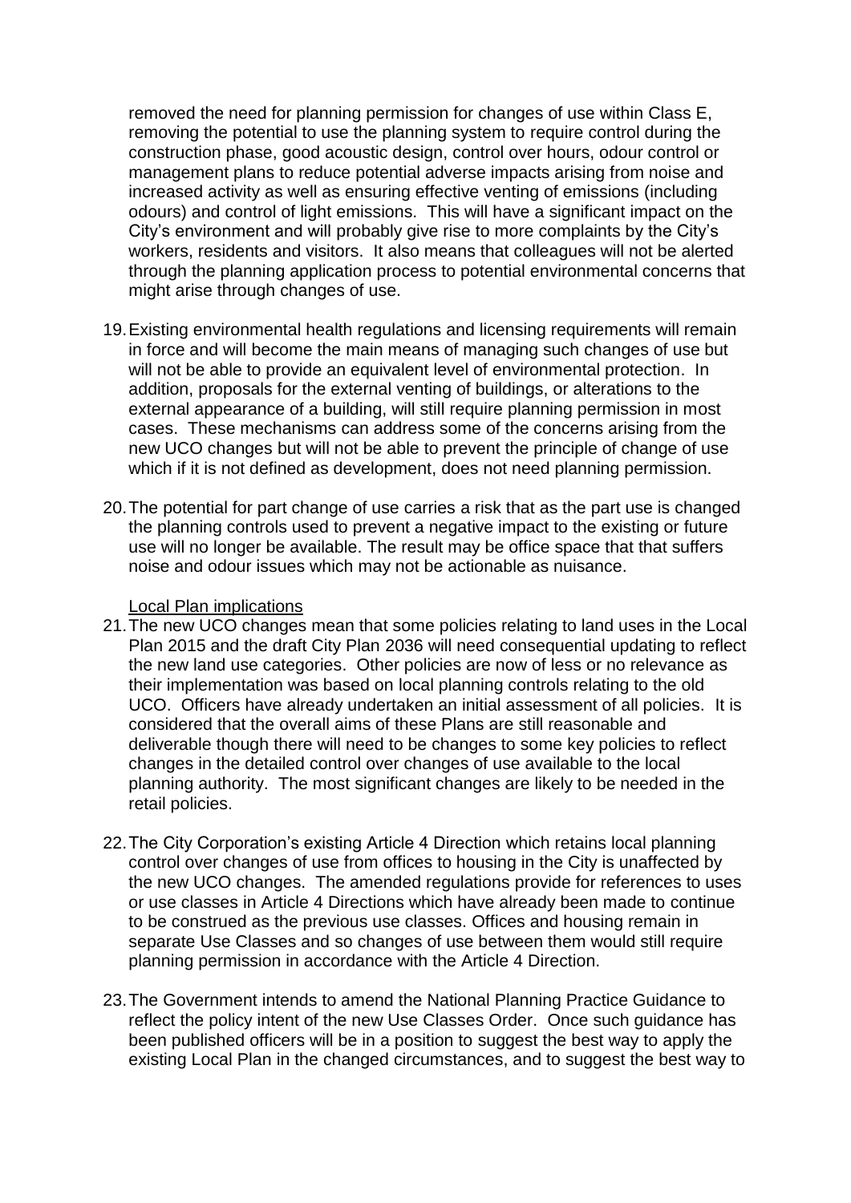removed the need for planning permission for changes of use within Class E, removing the potential to use the planning system to require control during the construction phase, good acoustic design, control over hours, odour control or management plans to reduce potential adverse impacts arising from noise and increased activity as well as ensuring effective venting of emissions (including odours) and control of light emissions. This will have a significant impact on the City's environment and will probably give rise to more complaints by the City's workers, residents and visitors. It also means that colleagues will not be alerted through the planning application process to potential environmental concerns that might arise through changes of use.

19. Existing environmental health regulations and licensing requirements will remain in force and will become the main means of managing such changes of use but will not be able to provide an equivalent level of environmental protection. In addition, proposals for the external venting of buildings, or alterations to the external appearance of a building, will still require planning permission in most cases. These mechanisms can address some of the concerns arising from the new UCO changes but will not be able to prevent the principle of change of use which if it is not defined as development, does not need planning permission.

20. The potential for part change of use carries a risk that as the part use is changed the planning controls used to prevent a negative impact to the existing or future use will no longer be available. The result may be office space that that suffers noise and odour issues which may not be actionable as nuisance.

<u>Local Plan implications</u>

21. The new UCO changes mean that some policies relating to land uses in the Local Plan 2015 and the draft City Plan 2036 will need consequential updating to reflect the new land use categories. Other policies are now of less or no relevance as their implementation was based on local planning controls relating to the old UCO. Officers have already undertaken an initial assessment of all policies. It is considered that the overall aims of these Plans are still reasonable and deliverable though there will need to be changes to some key policies to reflect changes in the detailed control over changes of use available to the local planning authority. The most significant changes are likely to be needed in the retail policies.

22. The City Corporation's existing Article 4 Direction which retains local planning control over changes of use from offices to housing in the City is unaffected by the new UCO changes. The amended regulations provide for references to uses or use classes in Article 4 Directions which have already been made to continue to be construed as the previous use classes. Offices and housing remain in separate Use Classes and so changes of use between them would still require planning permission in accordance with the Article 4 Direction.

23. The Government intends to amend the National Planning Practice Guidance to reflect the policy intent of the new Use Classes Order. Once such guidance has been published officers will be in a position to suggest the best way to apply the existing Local Plan in the changed circumstances, and to suggest the best way to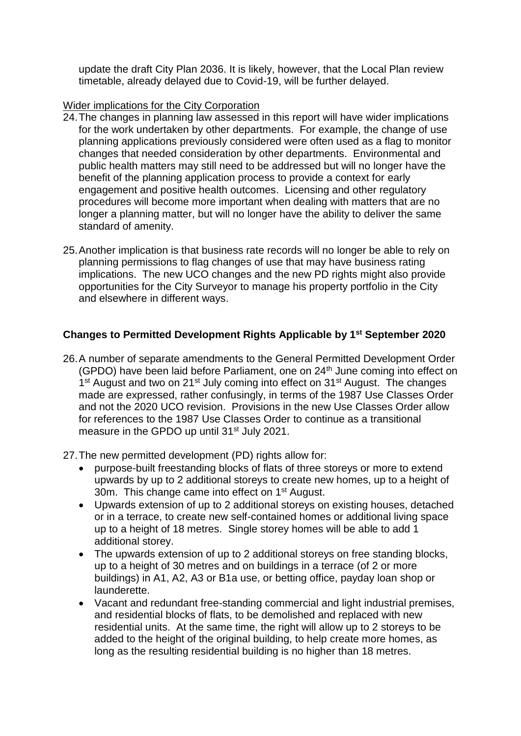update the draft City Plan 2036. It is likely, however, that the Local Plan review timetable, already delayed due to Covid-19, will be further delayed.

Wider implications for the City Corporation

24. The changes in planning law assessed in this report will have wider implications for the work undertaken by other departments. For example, the change of use planning applications previously considered were often used as a flag to monitor changes that needed consideration by other departments. Environmental and public health matters may still need to be addressed but will no longer have the benefit of the planning application process to provide a context for early engagement and positive health outcomes. Licensing and other regulatory procedures will become more important when dealing with matters that are no longer a planning matter, but will no longer have the ability to deliver the same standard of amenity.

25. Another implication is that business rate records will no longer be able to rely on planning permissions to flag changes of use that may have business rating implications. The new UCO changes and the new PD rights might also provide opportunities for the City Surveyor to manage his property portfolio in the City and elsewhere in different ways.

**Changes to Permitted Development Rights Applicable by 1st September 2020**

26. A number of separate amendments to the General Permitted Development Order (GPDO) have been laid before Parliament, one on 24th June coming into effect on 1st August and two on 21st July coming into effect on 31st August. The changes made are expressed, rather confusingly, in terms of the 1987 Use Classes Order and not the 2020 UCO revision. Provisions in the new Use Classes Order allow for references to the 1987 Use Classes Order to continue as a transitional measure in the GPDO up until 31st July 2021.

27. The new permitted development (PD) rights allow for:
    - purpose-built freestanding blocks of flats of three storeys or more to extend upwards by up to 2 additional storeys to create new homes, up to a height of 30m. This change came into effect on 1st August.
    - Upwards extension of up to 2 additional storeys on existing houses, detached or in a terrace, to create new self-contained homes or additional living space up to a height of 18 metres. Single storey homes will be able to add 1 additional storey.
    - The upwards extension of up to 2 additional storeys on free standing blocks, up to a height of 30 metres and on buildings in a terrace (of 2 or more buildings) in A1, A2, A3 or B1a use, or betting office, payday loan shop or launderette.
    - Vacant and redundant free-standing commercial and light industrial premises, and residential blocks of flats, to be demolished and replaced with new residential units. At the same time, the right will allow up to 2 storeys to be added to the height of the original building, to help create more homes, as long as the resulting residential building is no higher than 18 metres.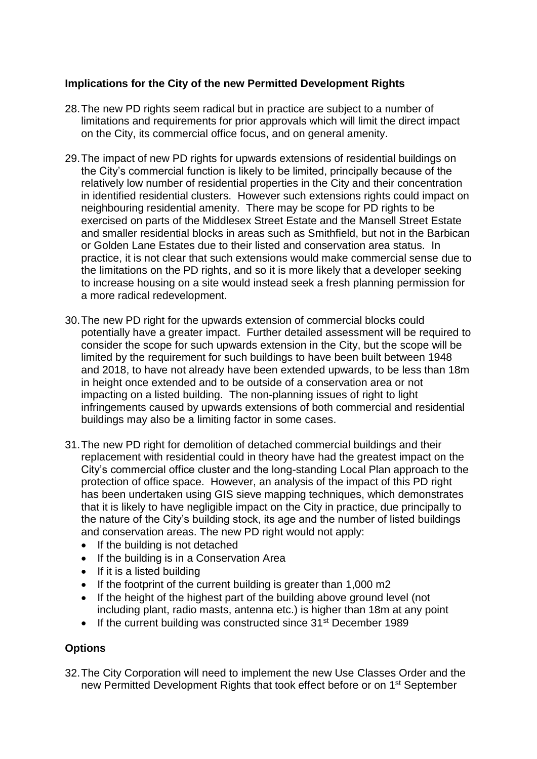**Implications for the City of the new Permitted Development Rights**

28. The new PD rights seem radical but in practice are subject to a number of limitations and requirements for prior approvals which will limit the direct impact on the City, its commercial office focus, and on general amenity.

29. The impact of new PD rights for upwards extensions of residential buildings on the City's commercial function is likely to be limited, principally because of the relatively low number of residential properties in the City and their concentration in identified residential clusters. However such extensions rights could impact on neighbouring residential amenity. There may be scope for PD rights to be exercised on parts of the Middlesex Street Estate and the Mansell Street Estate and smaller residential blocks in areas such as Smithfield, but not in the Barbican or Golden Lane Estates due to their listed and conservation area status. In practice, it is not clear that such extensions would make commercial sense due to the limitations on the PD rights, and so it is more likely that a developer seeking to increase housing on a site would instead seek a fresh planning permission for a more radical redevelopment.

30. The new PD right for the upwards extension of commercial blocks could potentially have a greater impact. Further detailed assessment will be required to consider the scope for such upwards extension in the City, but the scope will be limited by the requirement for such buildings to have been built between 1948 and 2018, to have not already have been extended upwards, to be less than 18m in height once extended and to be outside of a conservation area or not impacting on a listed building. The non-planning issues of right to light infringements caused by upwards extensions of both commercial and residential buildings may also be a limiting factor in some cases.

31. The new PD right for demolition of detached commercial buildings and their replacement with residential could in theory have had the greatest impact on the City's commercial office cluster and the long-standing Local Plan approach to the protection of office space. However, an analysis of the impact of this PD right has been undertaken using GIS sieve mapping techniques, which demonstrates that it is likely to have negligible impact on the City in practice, due principally to the nature of the City's building stock, its age and the number of listed buildings and conservation areas. The new PD right would not apply:
    - If the building is not detached
    - If the building is in a Conservation Area
    - If it is a listed building
    - If the footprint of the current building is greater than 1,000 m2
    - If the height of the highest part of the building above ground level (not including plant, radio masts, antenna etc.) is higher than 18m at any point
    - If the current building was constructed since 31st December 1989

**Options**

32. The City Corporation will need to implement the new Use Classes Order and the new Permitted Development Rights that took effect before or on 1st September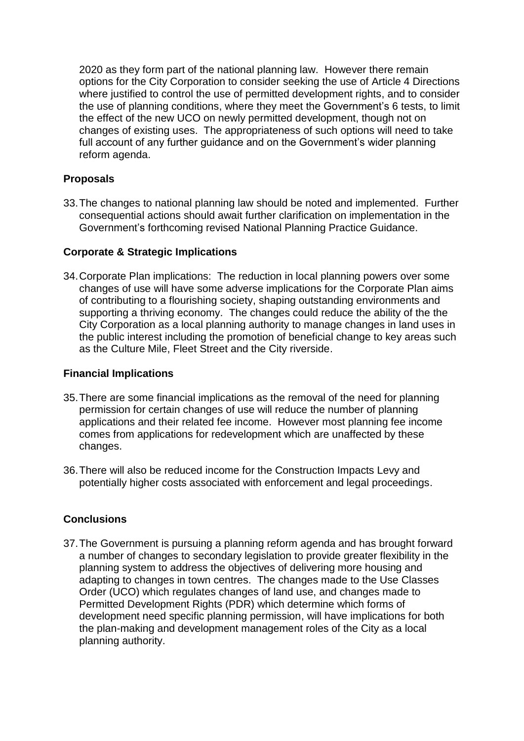2020 as they form part of the national planning law. However there remain options for the City Corporation to consider seeking the use of Article 4 Directions where justified to control the use of permitted development rights, and to consider the use of planning conditions, where they meet the Government's 6 tests, to limit the effect of the new UCO on newly permitted development, though not on changes of existing uses. The appropriateness of such options will need to take full account of any further guidance and on the Government's wider planning reform agenda.

**Proposals**

33. The changes to national planning law should be noted and implemented. Further consequential actions should await further clarification on implementation in the Government's forthcoming revised National Planning Practice Guidance.

**Corporate & Strategic Implications**

34. Corporate Plan implications: The reduction in local planning powers over some changes of use will have some adverse implications for the Corporate Plan aims of contributing to a flourishing society, shaping outstanding environments and supporting a thriving economy. The changes could reduce the ability of the the City Corporation as a local planning authority to manage changes in land uses in the public interest including the promotion of beneficial change to key areas such as the Culture Mile, Fleet Street and the City riverside.

**Financial Implications**

35. There are some financial implications as the removal of the need for planning permission for certain changes of use will reduce the number of planning applications and their related fee income. However most planning fee income comes from applications for redevelopment which are unaffected by these changes.

36. There will also be reduced income for the Construction Impacts Levy and potentially higher costs associated with enforcement and legal proceedings.

**Conclusions**

37. The Government is pursuing a planning reform agenda and has brought forward a number of changes to secondary legislation to provide greater flexibility in the planning system to address the objectives of delivering more housing and adapting to changes in town centres. The changes made to the Use Classes Order (UCO) which regulates changes of land use, and changes made to Permitted Development Rights (PDR) which determine which forms of development need specific planning permission, will have implications for both the plan-making and development management roles of the City as a local planning authority.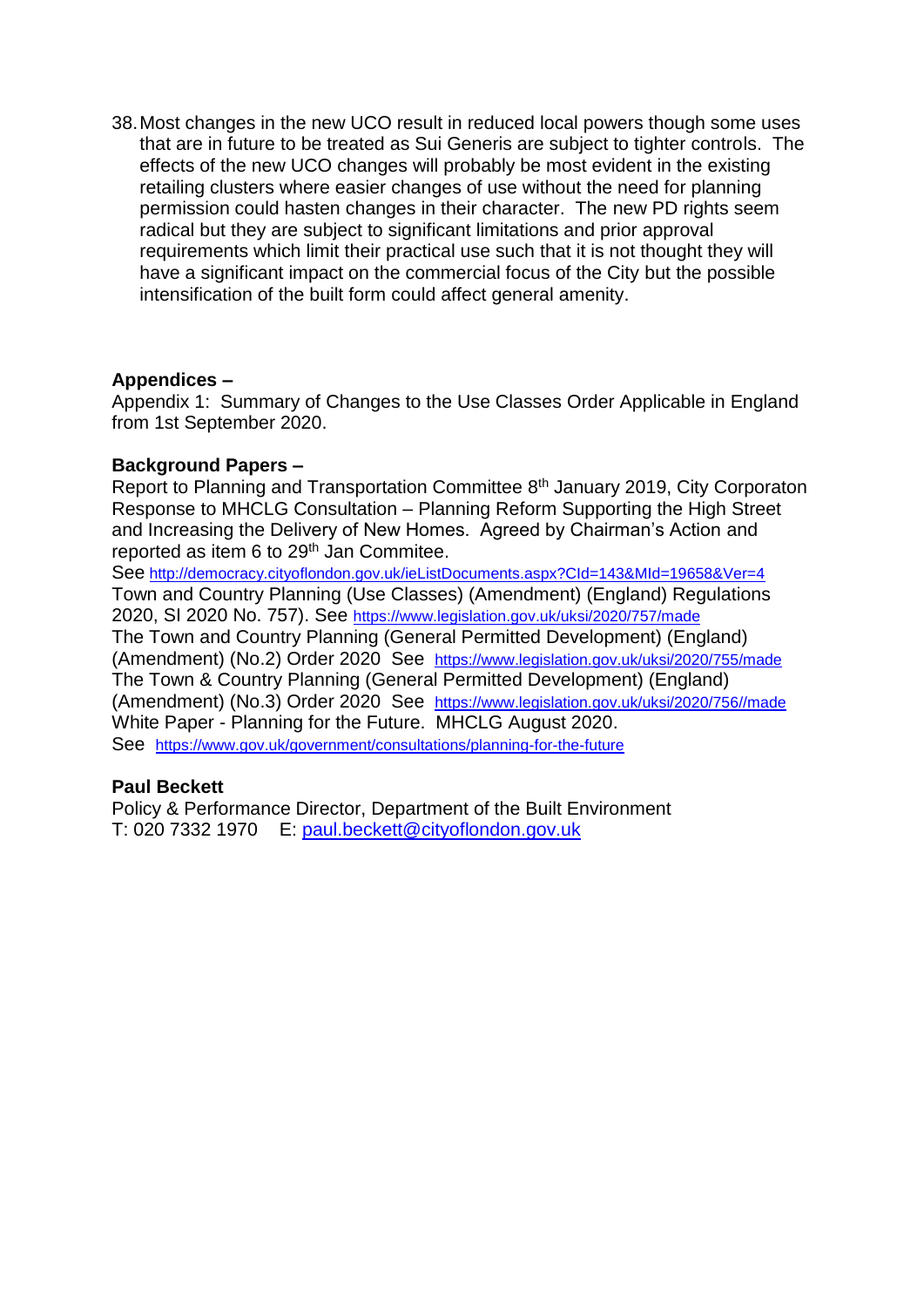38. Most changes in the new UCO result in reduced local powers though some uses that are in future to be treated as Sui Generis are subject to tighter controls. The effects of the new UCO changes will probably be most evident in the existing retailing clusters where easier changes of use without the need for planning permission could hasten changes in their character. The new PD rights seem radical but they are subject to significant limitations and prior approval requirements which limit their practical use such that it is not thought they will have a significant impact on the commercial focus of the City but the possible intensification of the built form could affect general amenity.

**Appendices –**

Appendix 1: Summary of Changes to the Use Classes Order Applicable in England from 1st September 2020.

**Background Papers –**

Report to Planning and Transportation Committee 8th January 2019, City Corporaton Response to MHCLG Consultation – Planning Reform Supporting the High Street and Increasing the Delivery of New Homes. Agreed by Chairman's Action and reported as item 6 to 29th Jan Commitee.

See http://democracy.cityoflondon.gov.uk/ieListDocuments.aspx?CId=143&MId=19658&Ver=4

Town and Country Planning (Use Classes) (Amendment) (England) Regulations 2020, SI 2020 No. 757). See https://www.legislation.gov.uk/uksi/2020/757/made

The Town and Country Planning (General Permitted Development) (England) (Amendment) (No.2) Order 2020 See https://www.legislation.gov.uk/uksi/2020/755/made

The Town & Country Planning (General Permitted Development) (England) (Amendment) (No.3) Order 2020 See https://www.legislation.gov.uk/uksi/2020/756//made

White Paper - Planning for the Future. MHCLG August 2020.

See https://www.gov.uk/government/consultations/planning-for-the-future

**Paul Beckett**

Policy & Performance Director, Department of the Built Environment

T: 020 7332 1970 E: paul.beckett@cityoflondon.gov.uk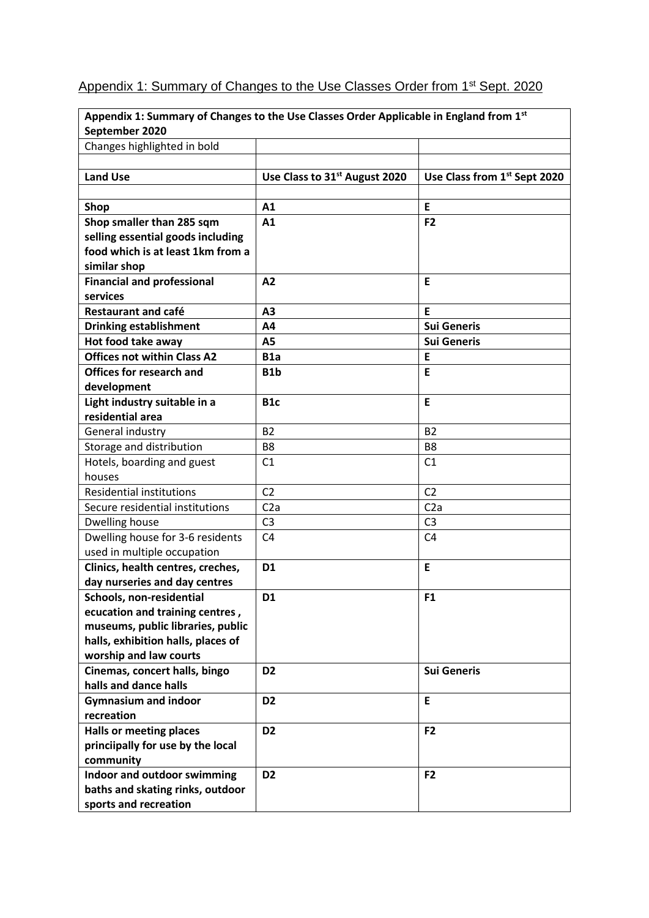Appendix 1: Summary of Changes to the Use Classes Order from 1st Sept. 2020

| **Appendix 1: Summary of Changes to the Use Classes Order Applicable in England from 1st September 2020** | | |
|---|---|---|
| Changes highlighted in bold | | |
| | | |
| **Land Use** | **Use Class to 31st August 2020** | **Use Class from 1st Sept 2020** |
| | | |
| **Shop** | **A1** | **E** |
| **Shop smaller than 285 sqm selling essential goods including food which is at least 1km from a similar shop** | **A1** | **F2** |
| **Financial and professional services** | **A2** | **E** |
| **Restaurant and café** | **A3** | **E** |
| **Drinking establishment** | **A4** | **Sui Generis** |
| **Hot food take away** | **A5** | **Sui Generis** |
| **Offices not within Class A2** | **B1a** | **E** |
| **Offices for research and development** | **B1b** | **E** |
| **Light industry suitable in a residential area** | **B1c** | **E** |
| General industry | B2 | B2 |
| Storage and distribution | B8 | B8 |
| Hotels, boarding and guest houses | C1 | C1 |
| Residential institutions | C2 | C2 |
| Secure residential institutions | C2a | C2a |
| Dwelling house | C3 | C3 |
| Dwelling house for 3-6 residents used in multiple occupation | C4 | C4 |
| **Clinics, health centres, creches, day nurseries and day centres** | **D1** | **E** |
| **Schools, non-residential ecucation and training centres , museums, public libraries, public halls, exhibition halls, places of worship and law courts** | **D1** | **F1** |
| **Cinemas, concert halls, bingo halls and dance halls** | **D2** | **Sui Generis** |
| **Gymnasium and indoor recreation** | **D2** | **E** |
| **Halls or meeting places princiipally for use by the local community** | **D2** | **F2** |
| **Indoor and outdoor swimming baths and skating rinks, outdoor sports and recreation** | **D2** | **F2** |